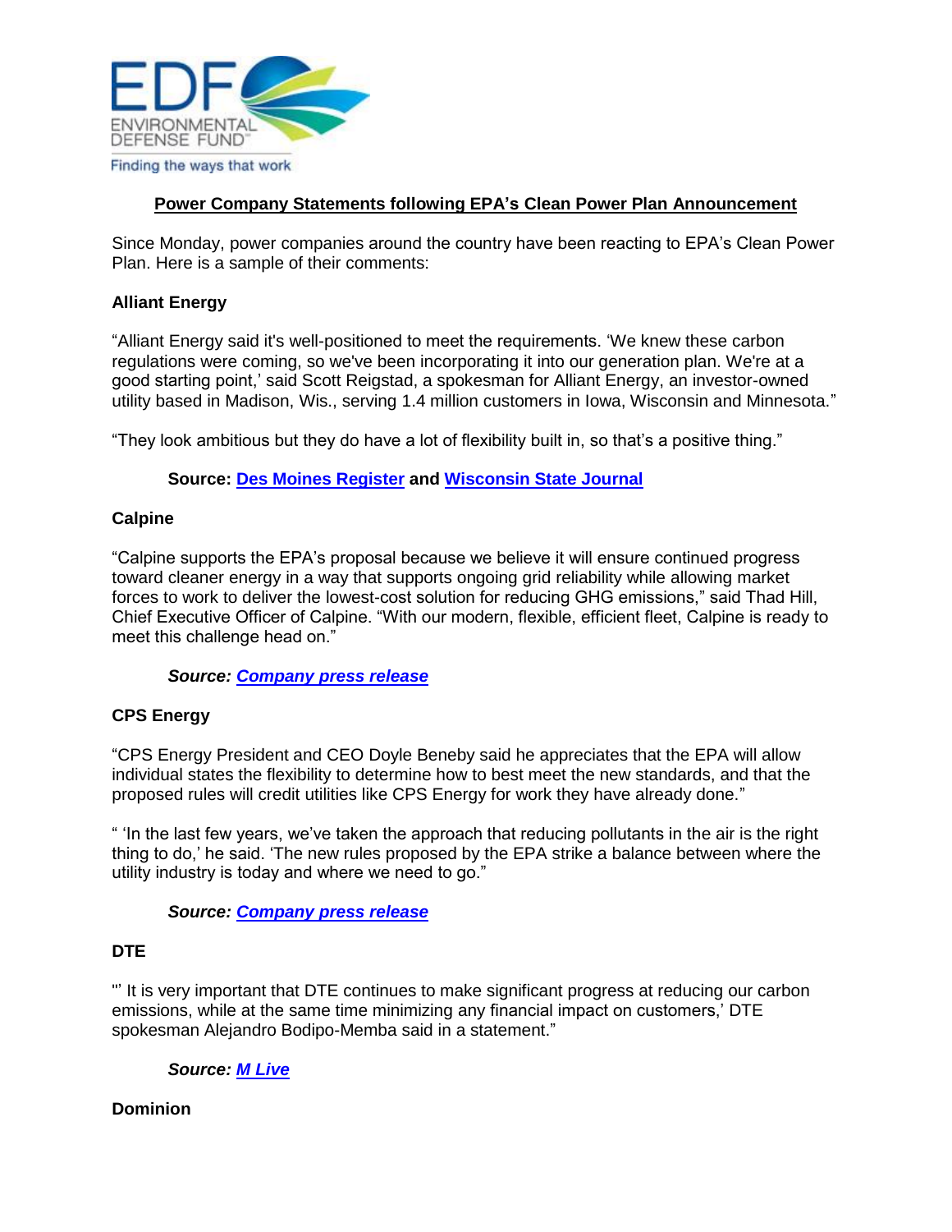EDF ENVIRONMENTAL DEFENSE FUND
Finding the ways that work

# Power Company Statements following EPA's Clean Power Plan Announcement

Since Monday, power companies around the country have been reacting to EPA's Clean Power Plan. Here is a sample of their comments:

**Alliant Energy**

"Alliant Energy said it's well-positioned to meet the requirements. 'We knew these carbon regulations were coming, so we've been incorporating it into our generation plan. We're at a good starting point,' said Scott Reigstad, a spokesman for Alliant Energy, an investor-owned utility based in Madison, Wis., serving 1.4 million customers in Iowa, Wisconsin and Minnesota."

"They look ambitious but they do have a lot of flexibility built in, so that's a positive thing."

> **Source: Des Moines Register and Wisconsin State Journal**

**Calpine**

"Calpine supports the EPA's proposal because we believe it will ensure continued progress toward cleaner energy in a way that supports ongoing grid reliability while allowing market forces to work to deliver the lowest-cost solution for reducing GHG emissions," said Thad Hill, Chief Executive Officer of Calpine. "With our modern, flexible, efficient fleet, Calpine is ready to meet this challenge head on."

> ***Source: Company press release***

**CPS Energy**

"CPS Energy President and CEO Doyle Beneby said he appreciates that the EPA will allow individual states the flexibility to determine how to best meet the new standards, and that the proposed rules will credit utilities like CPS Energy for work they have already done."

" 'In the last few years, we've taken the approach that reducing pollutants in the air is the right thing to do,' he said. 'The new rules proposed by the EPA strike a balance between where the utility industry is today and where we need to go."

> ***Source: Company press release***

**DTE**

"' It is very important that DTE continues to make significant progress at reducing our carbon emissions, while at the same time minimizing any financial impact on customers,' DTE spokesman Alejandro Bodipo-Memba said in a statement."

> ***Source: M Live***

**Dominion**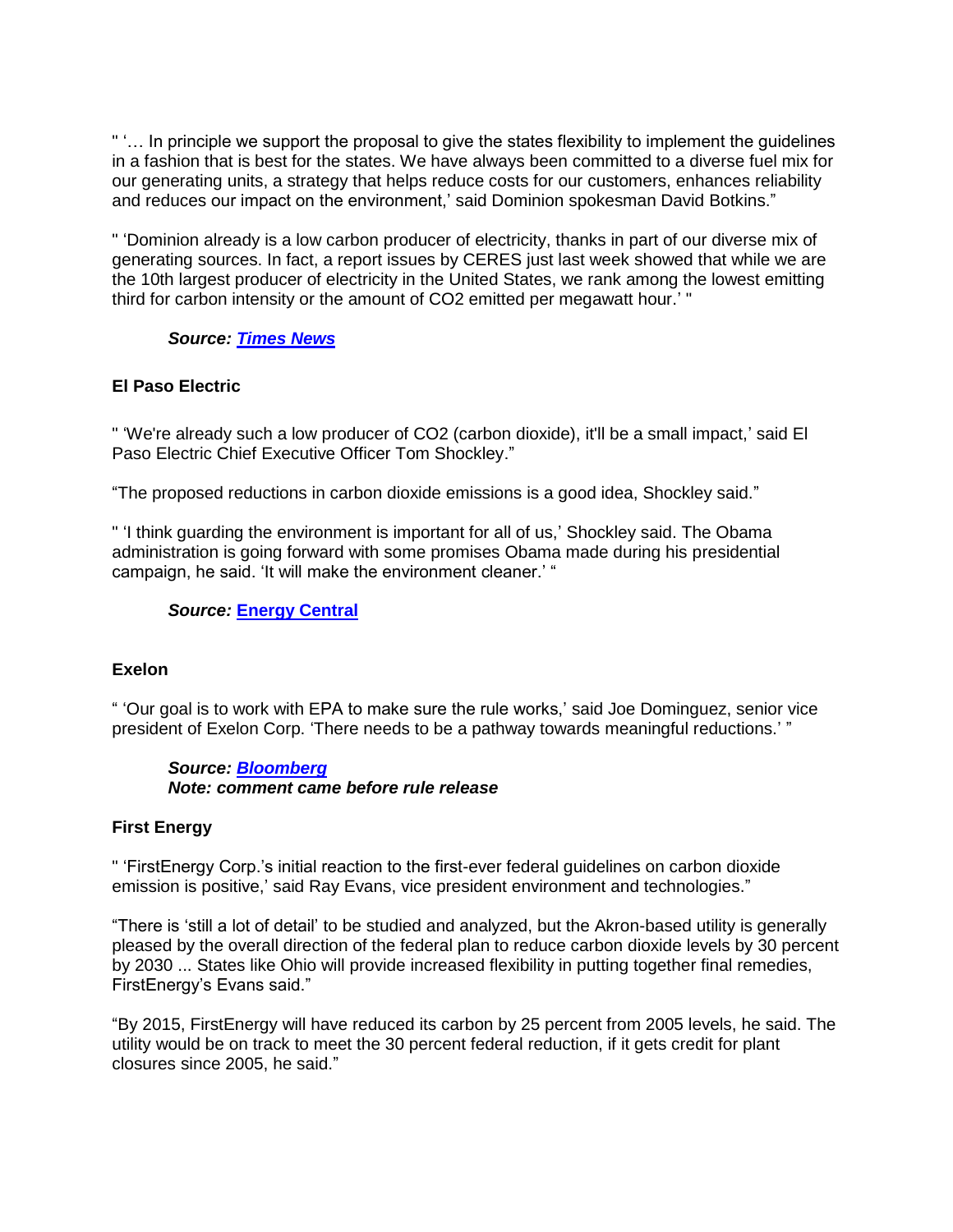" '… In principle we support the proposal to give the states flexibility to implement the guidelines in a fashion that is best for the states. We have always been committed to a diverse fuel mix for our generating units, a strategy that helps reduce costs for our customers, enhances reliability and reduces our impact on the environment,' said Dominion spokesman David Botkins."

" 'Dominion already is a low carbon producer of electricity, thanks in part of our diverse mix of generating sources. In fact, a report issues by CERES just last week showed that while we are the 10th largest producer of electricity in the United States, we rank among the lowest emitting third for carbon intensity or the amount of $CO_2$ emitted per megawatt hour.' "

> ***Source:* [*Times News*]()**

**El Paso Electric**

" 'We're already such a low producer of $CO_2$ (carbon dioxide), it'll be a small impact,' said El Paso Electric Chief Executive Officer Tom Shockley."

"The proposed reductions in carbon dioxide emissions is a good idea, Shockley said."

" 'I think guarding the environment is important for all of us,' Shockley said. The Obama administration is going forward with some promises Obama made during his presidential campaign, he said. 'It will make the environment cleaner.' "

> ***Source:* [Energy Central]()**

**Exelon**

" 'Our goal is to work with EPA to make sure the rule works,' said Joe Dominguez, senior vice president of Exelon Corp. 'There needs to be a pathway towards meaningful reductions.' "

> ***Source:* [*Bloomberg*]()**
> ***Note: comment came before rule release***

**First Energy**

" 'FirstEnergy Corp.'s initial reaction to the first-ever federal guidelines on carbon dioxide emission is positive,' said Ray Evans, vice president environment and technologies."

"There is 'still a lot of detail' to be studied and analyzed, but the Akron-based utility is generally pleased by the overall direction of the federal plan to reduce carbon dioxide levels by 30 percent by 2030 ... States like Ohio will provide increased flexibility in putting together final remedies, FirstEnergy's Evans said."

"By 2015, FirstEnergy will have reduced its carbon by 25 percent from 2005 levels, he said. The utility would be on track to meet the 30 percent federal reduction, if it gets credit for plant closures since 2005, he said."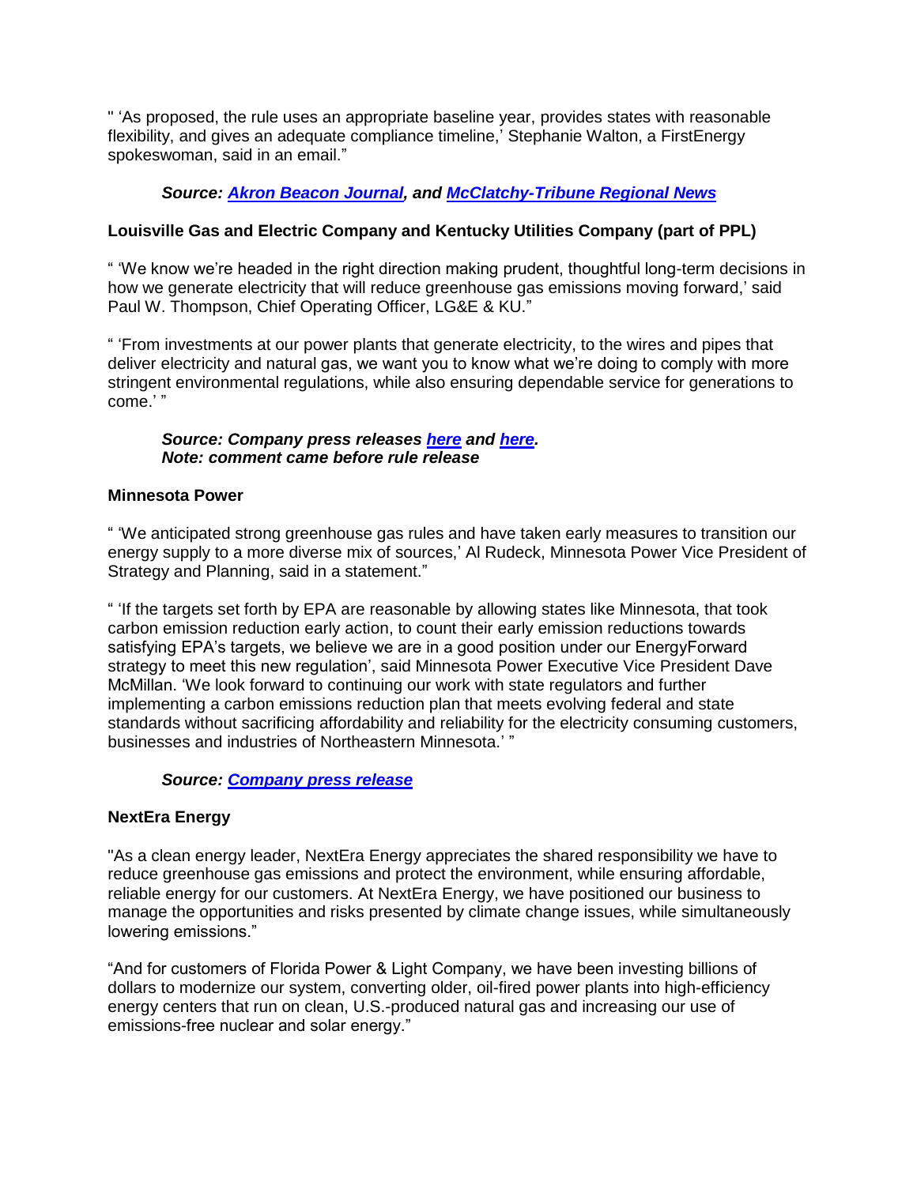" 'As proposed, the rule uses an appropriate baseline year, provides states with reasonable flexibility, and gives an adequate compliance timeline,' Stephanie Walton, a FirstEnergy spokeswoman, said in an email."

***Source: [Akron Beacon Journal](), and [McClatchy-Tribune Regional News]()***

**Louisville Gas and Electric Company and Kentucky Utilities Company (part of PPL)**

" 'We know we're headed in the right direction making prudent, thoughtful long-term decisions in how we generate electricity that will reduce greenhouse gas emissions moving forward,' said Paul W. Thompson, Chief Operating Officer, LG&E & KU."

" 'From investments at our power plants that generate electricity, to the wires and pipes that deliver electricity and natural gas, we want you to know what we're doing to comply with more stringent environmental regulations, while also ensuring dependable service for generations to come.' "

***Source: Company press releases [here]() and [here]().***
***Note: comment came before rule release***

**Minnesota Power**

" 'We anticipated strong greenhouse gas rules and have taken early measures to transition our energy supply to a more diverse mix of sources,' Al Rudeck, Minnesota Power Vice President of Strategy and Planning, said in a statement."

" 'If the targets set forth by EPA are reasonable by allowing states like Minnesota, that took carbon emission reduction early action, to count their early emission reductions towards satisfying EPA's targets, we believe we are in a good position under our EnergyForward strategy to meet this new regulation', said Minnesota Power Executive Vice President Dave McMillan. 'We look forward to continuing our work with state regulators and further implementing a carbon emissions reduction plan that meets evolving federal and state standards without sacrificing affordability and reliability for the electricity consuming customers, businesses and industries of Northeastern Minnesota.' "

***Source: [Company press release]()***

**NextEra Energy**

"As a clean energy leader, NextEra Energy appreciates the shared responsibility we have to reduce greenhouse gas emissions and protect the environment, while ensuring affordable, reliable energy for our customers. At NextEra Energy, we have positioned our business to manage the opportunities and risks presented by climate change issues, while simultaneously lowering emissions."

"And for customers of Florida Power & Light Company, we have been investing billions of dollars to modernize our system, converting older, oil-fired power plants into high-efficiency energy centers that run on clean, U.S.-produced natural gas and increasing our use of emissions-free nuclear and solar energy."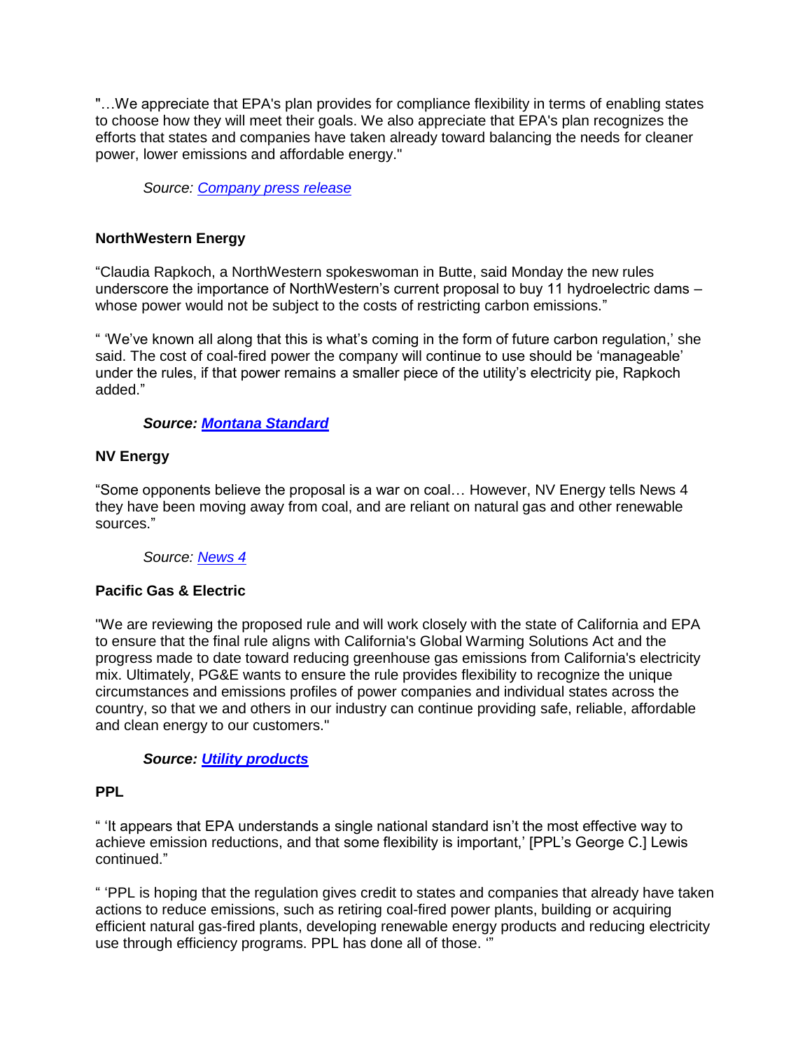"…We appreciate that EPA's plan provides for compliance flexibility in terms of enabling states to choose how they will meet their goals. We also appreciate that EPA's plan recognizes the efforts that states and companies have taken already toward balancing the needs for cleaner power, lower emissions and affordable energy."

*Source: Company press release*

**NorthWestern Energy**

"Claudia Rapkoch, a NorthWestern spokeswoman in Butte, said Monday the new rules underscore the importance of NorthWestern's current proposal to buy 11 hydroelectric dams – whose power would not be subject to the costs of restricting carbon emissions."

" 'We've known all along that this is what's coming in the form of future carbon regulation,' she said. The cost of coal-fired power the company will continue to use should be 'manageable' under the rules, if that power remains a smaller piece of the utility's electricity pie, Rapkoch added."

***Source: Montana Standard***

**NV Energy**

"Some opponents believe the proposal is a war on coal… However, NV Energy tells News 4 they have been moving away from coal, and are reliant on natural gas and other renewable sources."

*Source: News 4*

**Pacific Gas & Electric**

"We are reviewing the proposed rule and will work closely with the state of California and EPA to ensure that the final rule aligns with California's Global Warming Solutions Act and the progress made to date toward reducing greenhouse gas emissions from California's electricity mix. Ultimately, PG&E wants to ensure the rule provides flexibility to recognize the unique circumstances and emissions profiles of power companies and individual states across the country, so that we and others in our industry can continue providing safe, reliable, affordable and clean energy to our customers."

***Source: Utility products***

**PPL**

" 'It appears that EPA understands a single national standard isn't the most effective way to achieve emission reductions, and that some flexibility is important,' [PPL's George C.] Lewis continued."

" 'PPL is hoping that the regulation gives credit to states and companies that already have taken actions to reduce emissions, such as retiring coal-fired power plants, building or acquiring efficient natural gas-fired plants, developing renewable energy products and reducing electricity use through efficiency programs. PPL has done all of those. '"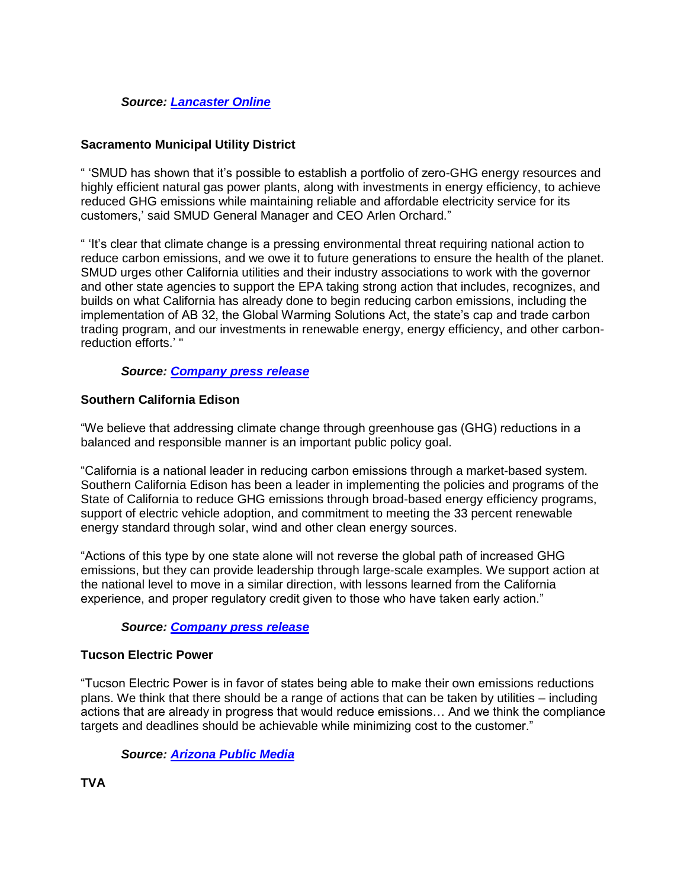***Source: [Lancaster Online]()***

**Sacramento Municipal Utility District**

" 'SMUD has shown that it's possible to establish a portfolio of zero-GHG energy resources and highly efficient natural gas power plants, along with investments in energy efficiency, to achieve reduced GHG emissions while maintaining reliable and affordable electricity service for its customers,' said SMUD General Manager and CEO Arlen Orchard."

" 'It's clear that climate change is a pressing environmental threat requiring national action to reduce carbon emissions, and we owe it to future generations to ensure the health of the planet. SMUD urges other California utilities and their industry associations to work with the governor and other state agencies to support the EPA taking strong action that includes, recognizes, and builds on what California has already done to begin reducing carbon emissions, including the implementation of AB 32, the Global Warming Solutions Act, the state's cap and trade carbon trading program, and our investments in renewable energy, energy efficiency, and other carbon-reduction efforts.' "

***Source: [Company press release]()***

**Southern California Edison**

"We believe that addressing climate change through greenhouse gas (GHG) reductions in a balanced and responsible manner is an important public policy goal.

"California is a national leader in reducing carbon emissions through a market-based system. Southern California Edison has been a leader in implementing the policies and programs of the State of California to reduce GHG emissions through broad-based energy efficiency programs, support of electric vehicle adoption, and commitment to meeting the 33 percent renewable energy standard through solar, wind and other clean energy sources.

"Actions of this type by one state alone will not reverse the global path of increased GHG emissions, but they can provide leadership through large-scale examples. We support action at the national level to move in a similar direction, with lessons learned from the California experience, and proper regulatory credit given to those who have taken early action."

***Source: [Company press release]()***

**Tucson Electric Power**

"Tucson Electric Power is in favor of states being able to make their own emissions reductions plans. We think that there should be a range of actions that can be taken by utilities – including actions that are already in progress that would reduce emissions… And we think the compliance targets and deadlines should be achievable while minimizing cost to the customer."

***Source: [Arizona Public Media]()***

**TVA**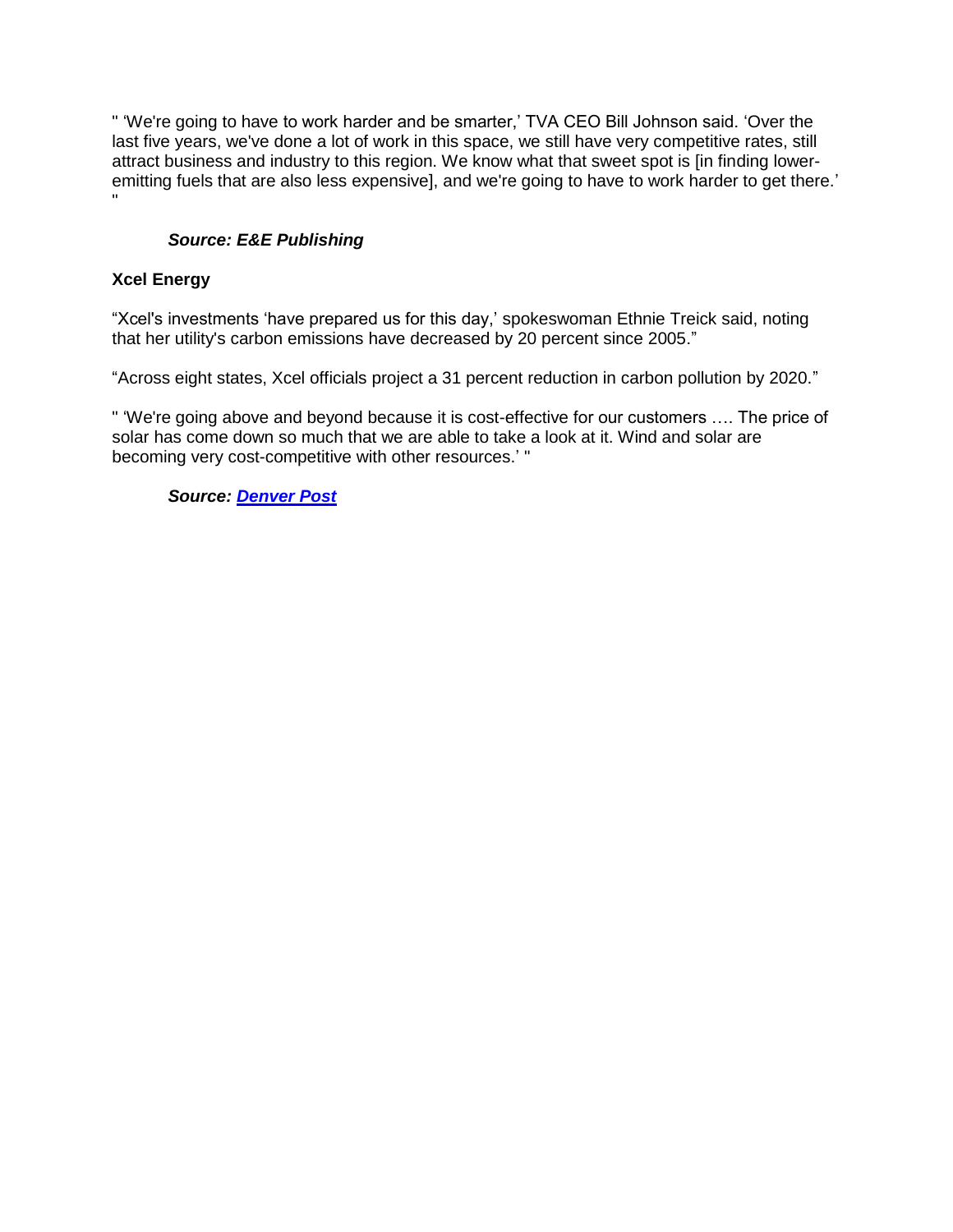" 'We're going to have to work harder and be smarter,' TVA CEO Bill Johnson said. 'Over the last five years, we've done a lot of work in this space, we still have very competitive rates, still attract business and industry to this region. We know what that sweet spot is [in finding lower-emitting fuels that are also less expensive], and we're going to have to work harder to get there.' "

***Source: E&E Publishing***

**Xcel Energy**

"Xcel's investments 'have prepared us for this day,' spokeswoman Ethnie Treick said, noting that her utility's carbon emissions have decreased by 20 percent since 2005."

"Across eight states, Xcel officials project a 31 percent reduction in carbon pollution by 2020."

" 'We're going above and beyond because it is cost-effective for our customers …. The price of solar has come down so much that we are able to take a look at it. Wind and solar are becoming very cost-competitive with other resources.' "

***Source: Denver Post***